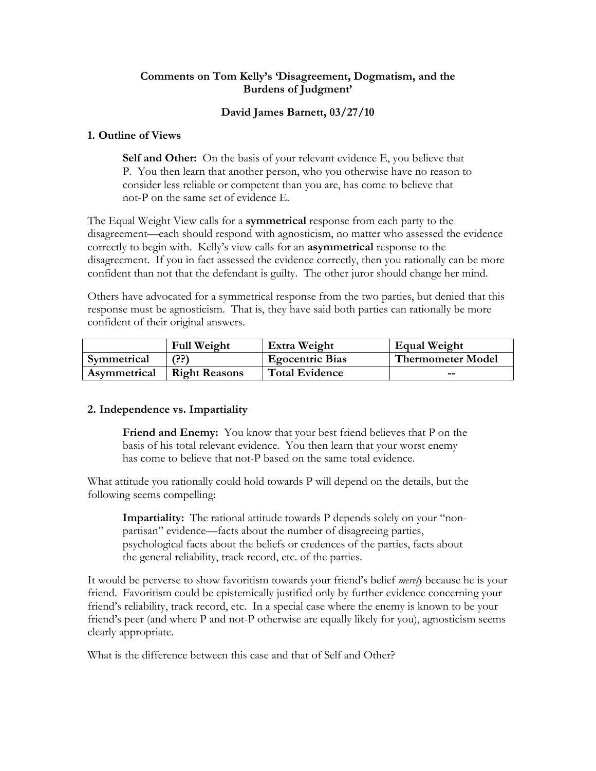## Comments on Tom Kelly's 'Disagreement, Dogmatism, and the Burdens of Judgment'

### David James Barnett, 03/27/10

### 1. Outline of Views

> **Self and Other:** On the basis of your relevant evidence E, you believe that P. You then learn that another person, who you otherwise have no reason to consider less reliable or competent than you are, has come to believe that not-P on the same set of evidence E.

The Equal Weight View calls for a **symmetrical** response from each party to the disagreement—each should respond with agnosticism, no matter who assessed the evidence correctly to begin with. Kelly's view calls for an **asymmetrical** response to the disagreement. If you in fact assessed the evidence correctly, then you rationally can be more confident than not that the defendant is guilty. The other juror should change her mind.

Others have advocated for a symmetrical response from the two parties, but denied that this response must be agnosticism. That is, they have said both parties can rationally be more confident of their original answers.

| | **Full Weight** | **Extra Weight** | **Equal Weight** |
|---|---|---|---|
| **Symmetrical** | (??) | **Egocentric Bias** | **Thermometer Model** |
| **Asymmetrical** | **Right Reasons** | **Total Evidence** | -- |

### 2. Independence vs. Impartiality

> **Friend and Enemy:** You know that your best friend believes that P on the basis of his total relevant evidence. You then learn that your worst enemy has come to believe that not-P based on the same total evidence.

What attitude you rationally could hold towards P will depend on the details, but the following seems compelling:

> **Impartiality:** The rational attitude towards P depends solely on your "non-partisan" evidence—facts about the number of disagreeing parties, psychological facts about the beliefs or credences of the parties, facts about the general reliability, track record, etc. of the parties.

It would be perverse to show favoritism towards your friend's belief *merely* because he is your friend. Favoritism could be epistemically justified only by further evidence concerning your friend's reliability, track record, etc. In a special case where the enemy is known to be your friend's peer (and where P and not-P otherwise are equally likely for you), agnosticism seems clearly appropriate.

What is the difference between this case and that of Self and Other?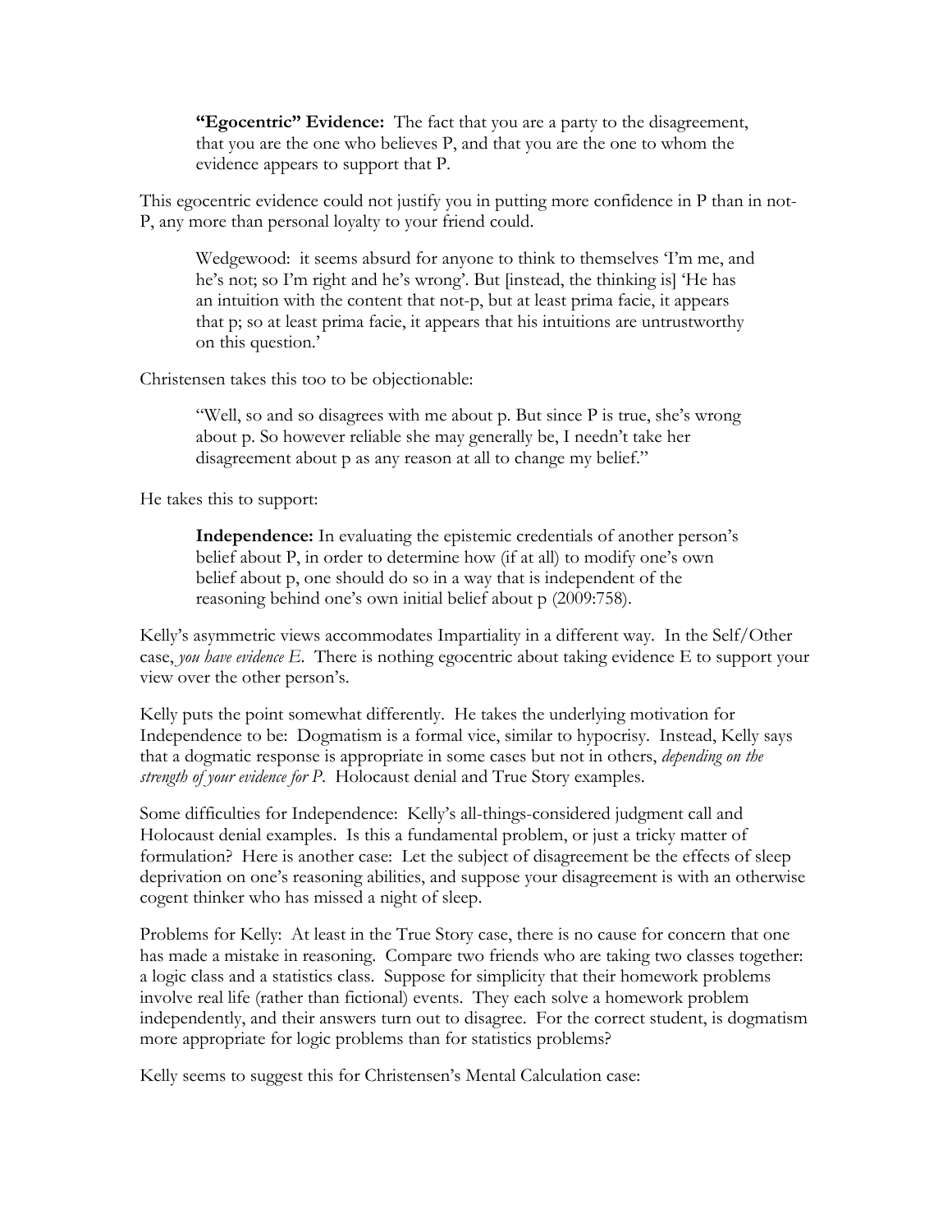> **"Egocentric" Evidence:** The fact that you are a party to the disagreement, that you are the one who believes P, and that you are the one to whom the evidence appears to support that P.

This egocentric evidence could not justify you in putting more confidence in P than in not-P, any more than personal loyalty to your friend could.

> Wedgewood: it seems absurd for anyone to think to themselves 'I'm me, and he's not; so I'm right and he's wrong'. But [instead, the thinking is] 'He has an intuition with the content that not-p, but at least prima facie, it appears that p; so at least prima facie, it appears that his intuitions are untrustworthy on this question.'

Christensen takes this too to be objectionable:

> "Well, so and so disagrees with me about p. But since P is true, she's wrong about p. So however reliable she may generally be, I needn't take her disagreement about p as any reason at all to change my belief."

He takes this to support:

> **Independence:** In evaluating the epistemic credentials of another person's belief about P, in order to determine how (if at all) to modify one's own belief about p, one should do so in a way that is independent of the reasoning behind one's own initial belief about p (2009:758).

Kelly's asymmetric views accommodates Impartiality in a different way. In the Self/Other case, *you have evidence E*. There is nothing egocentric about taking evidence E to support your view over the other person's.

Kelly puts the point somewhat differently. He takes the underlying motivation for Independence to be: Dogmatism is a formal vice, similar to hypocrisy. Instead, Kelly says that a dogmatic response is appropriate in some cases but not in others, *depending on the strength of your evidence for P*. Holocaust denial and True Story examples.

Some difficulties for Independence: Kelly's all-things-considered judgment call and Holocaust denial examples. Is this a fundamental problem, or just a tricky matter of formulation? Here is another case: Let the subject of disagreement be the effects of sleep deprivation on one's reasoning abilities, and suppose your disagreement is with an otherwise cogent thinker who has missed a night of sleep.

Problems for Kelly: At least in the True Story case, there is no cause for concern that one has made a mistake in reasoning. Compare two friends who are taking two classes together: a logic class and a statistics class. Suppose for simplicity that their homework problems involve real life (rather than fictional) events. They each solve a homework problem independently, and their answers turn out to disagree. For the correct student, is dogmatism more appropriate for logic problems than for statistics problems?

Kelly seems to suggest this for Christensen's Mental Calculation case: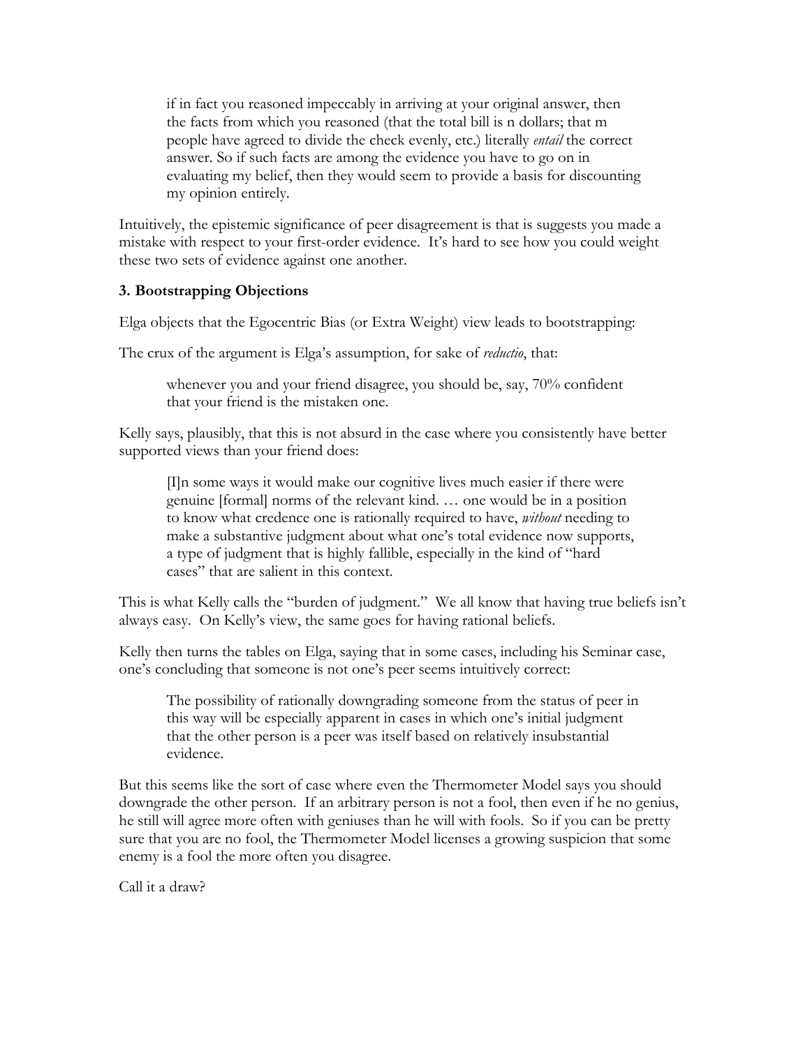> if in fact you reasoned impeccably in arriving at your original answer, then the facts from which you reasoned (that the total bill is n dollars; that m people have agreed to divide the check evenly, etc.) literally *entail* the correct answer. So if such facts are among the evidence you have to go on in evaluating my belief, then they would seem to provide a basis for discounting my opinion entirely.

Intuitively, the epistemic significance of peer disagreement is that is suggests you made a mistake with respect to your first-order evidence. It's hard to see how you could weight these two sets of evidence against one another.

### 3. Bootstrapping Objections

Elga objects that the Egocentric Bias (or Extra Weight) view leads to bootstrapping:

The crux of the argument is Elga's assumption, for sake of *reductio*, that:

> whenever you and your friend disagree, you should be, say, 70% confident that your friend is the mistaken one.

Kelly says, plausibly, that this is not absurd in the case where you consistently have better supported views than your friend does:

> [I]n some ways it would make our cognitive lives much easier if there were genuine [formal] norms of the relevant kind. … one would be in a position to know what credence one is rationally required to have, *without* needing to make a substantive judgment about what one's total evidence now supports, a type of judgment that is highly fallible, especially in the kind of "hard cases" that are salient in this context.

This is what Kelly calls the "burden of judgment." We all know that having true beliefs isn't always easy. On Kelly's view, the same goes for having rational beliefs.

Kelly then turns the tables on Elga, saying that in some cases, including his Seminar case, one's concluding that someone is not one's peer seems intuitively correct:

> The possibility of rationally downgrading someone from the status of peer in this way will be especially apparent in cases in which one's initial judgment that the other person is a peer was itself based on relatively insubstantial evidence.

But this seems like the sort of case where even the Thermometer Model says you should downgrade the other person. If an arbitrary person is not a fool, then even if he no genius, he still will agree more often with geniuses than he will with fools. So if you can be pretty sure that you are no fool, the Thermometer Model licenses a growing suspicion that some enemy is a fool the more often you disagree.

Call it a draw?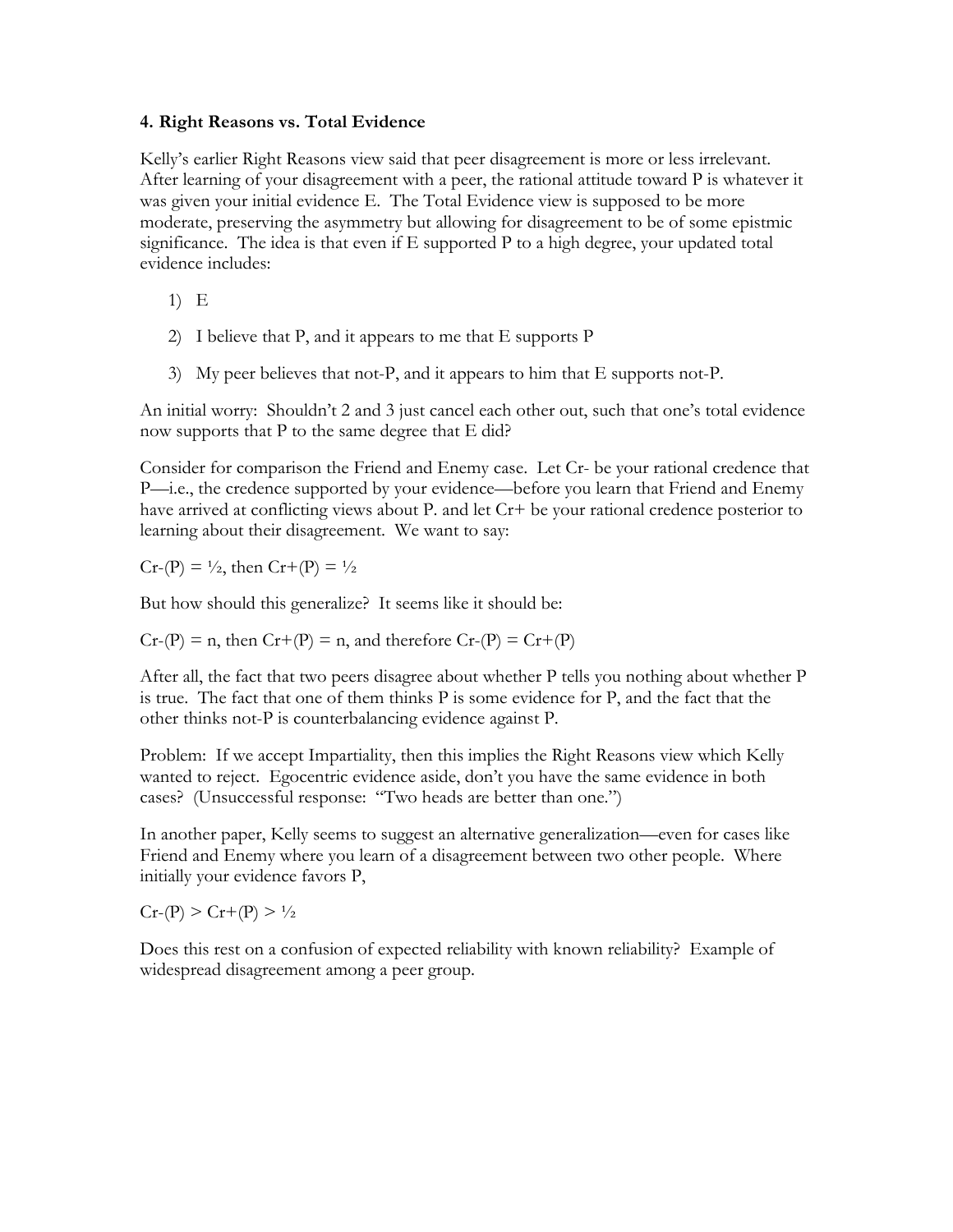### 4. Right Reasons vs. Total Evidence

Kelly's earlier Right Reasons view said that peer disagreement is more or less irrelevant. After learning of your disagreement with a peer, the rational attitude toward P is whatever it was given your initial evidence E. The Total Evidence view is supposed to be more moderate, preserving the asymmetry but allowing for disagreement to be of some epistmic significance. The idea is that even if E supported P to a high degree, your updated total evidence includes:

1) E
2) I believe that P, and it appears to me that E supports P
3) My peer believes that not-P, and it appears to him that E supports not-P.

An initial worry: Shouldn't 2 and 3 just cancel each other out, such that one's total evidence now supports that P to the same degree that E did?

Consider for comparison the Friend and Enemy case. Let Cr- be your rational credence that P—i.e., the credence supported by your evidence—before you learn that Friend and Enemy have arrived at conflicting views about P. and let Cr+ be your rational credence posterior to learning about their disagreement. We want to say:

$Cr\text{-}(P) = \frac{1}{2}$, then $Cr\text{+}(P) = \frac{1}{2}$

But how should this generalize? It seems like it should be:

$Cr\text{-}(P) = n$, then $Cr\text{+}(P) = n$, and therefore $Cr\text{-}(P) = Cr\text{+}(P)$

After all, the fact that two peers disagree about whether P tells you nothing about whether P is true. The fact that one of them thinks P is some evidence for P, and the fact that the other thinks not-P is counterbalancing evidence against P.

Problem: If we accept Impartiality, then this implies the Right Reasons view which Kelly wanted to reject. Egocentric evidence aside, don't you have the same evidence in both cases? (Unsuccessful response: "Two heads are better than one.")

In another paper, Kelly seems to suggest an alternative generalization—even for cases like Friend and Enemy where you learn of a disagreement between two other people. Where initially your evidence favors P,

$Cr\text{-}(P) > Cr\text{+}(P) > \frac{1}{2}$

Does this rest on a confusion of expected reliability with known reliability? Example of widespread disagreement among a peer group.